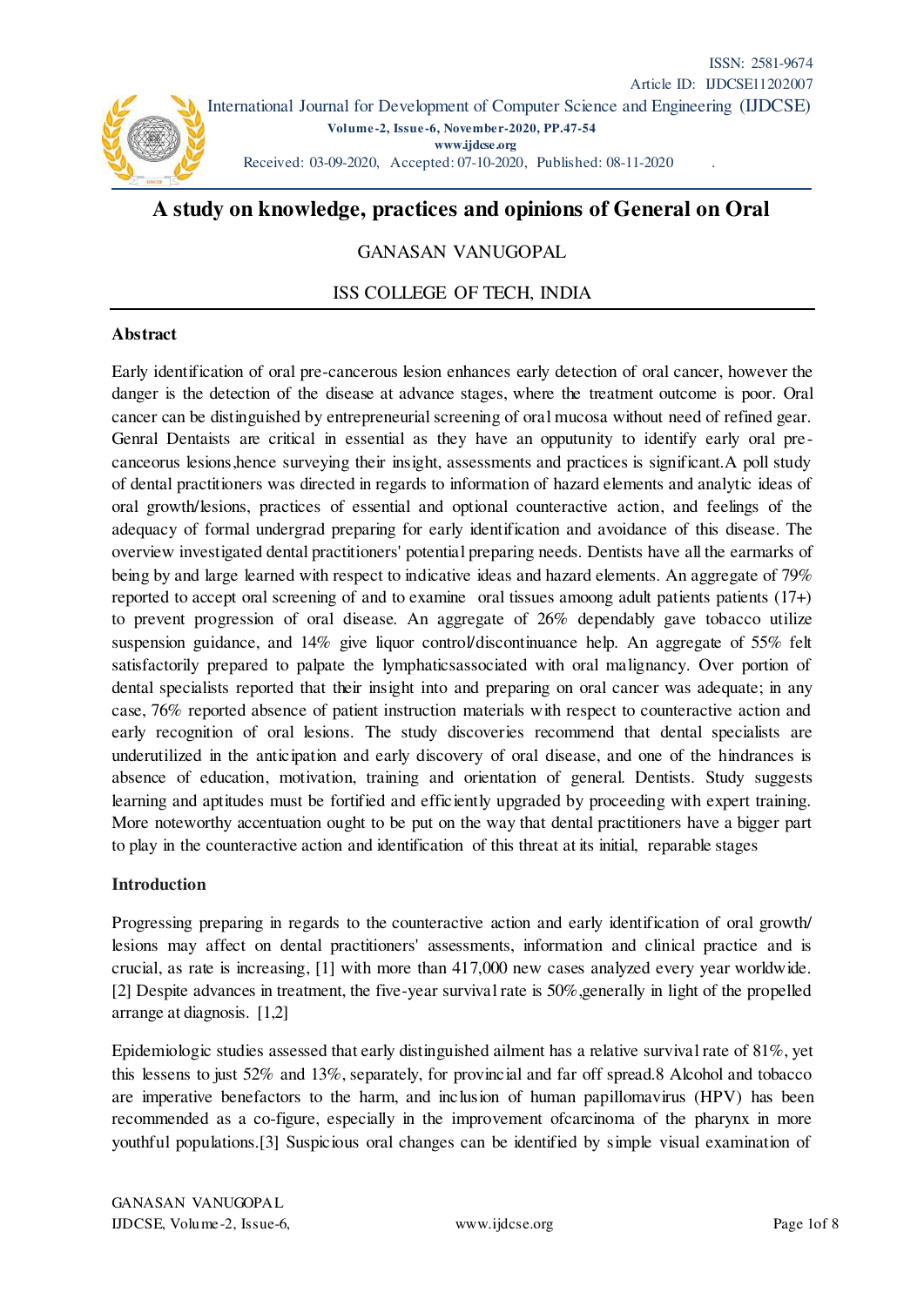# A study on knowledge, practices and opinions of General on Oral

GANASAN VANUGOPAL

ISS COLLEGE OF TECH, INDIA

## Abstract

Early identification of oral pre-cancerous lesion enhances early detection of oral cancer, however the danger is the detection of the disease at advance stages, where the treatment outcome is poor. Oral cancer can be distinguished by entrepreneurial screening of oral mucosa without need of refined gear. Genral Dentaists are critical in essential as they have an opputunity to identify early oral pre-canceorus lesions,hence surveying their insight, assessments and practices is significant.A poll study of dental practitioners was directed in regards to information of hazard elements and analytic ideas of oral growth/lesions, practices of essential and optional counteractive action, and feelings of the adequacy of formal undergrad preparing for early identification and avoidance of this disease. The overview investigated dental practitioners' potential preparing needs. Dentists have all the earmarks of being by and large learned with respect to indicative ideas and hazard elements. An aggregate of 79% reported to accept oral screening of and to examine oral tissues amoong adult patients patients (17+) to prevent progression of oral disease. An aggregate of 26% dependably gave tobacco utilize suspension guidance, and 14% give liquor control/discontinuance help. An aggregate of 55% felt satisfactorily prepared to palpate the lymphaticsassociated with oral malignancy. Over portion of dental specialists reported that their insight into and preparing on oral cancer was adequate; in any case, 76% reported absence of patient instruction materials with respect to counteractive action and early recognition of oral lesions. The study discoveries recommend that dental specialists are underutilized in the anticipation and early discovery of oral disease, and one of the hindrances is absence of education, motivation, training and orientation of general. Dentists. Study suggests learning and aptitudes must be fortified and efficiently upgraded by proceeding with expert training. More noteworthy accentuation ought to be put on the way that dental practitioners have a bigger part to play in the counteractive action and identification of this threat at its initial, reparable stages

## Introduction

Progressing preparing in regards to the counteractive action and early identification of oral growth/ lesions may affect on dental practitioners' assessments, information and clinical practice and is crucial, as rate is increasing, [1] with more than 417,000 new cases analyzed every year worldwide. [2] Despite advances in treatment, the five-year survival rate is 50%,generally in light of the propelled arrange at diagnosis. [1,2]

Epidemiologic studies assessed that early distinguished ailment has a relative survival rate of 81%, yet this lessens to just 52% and 13%, separately, for provincial and far off spread.8 Alcohol and tobacco are imperative benefactors to the harm, and inclusion of human papillomavirus (HPV) has been recommended as a co-figure, especially in the improvement ofcarcinoma of the pharynx in more youthful populations.[3] Suspicious oral changes can be identified by simple visual examination of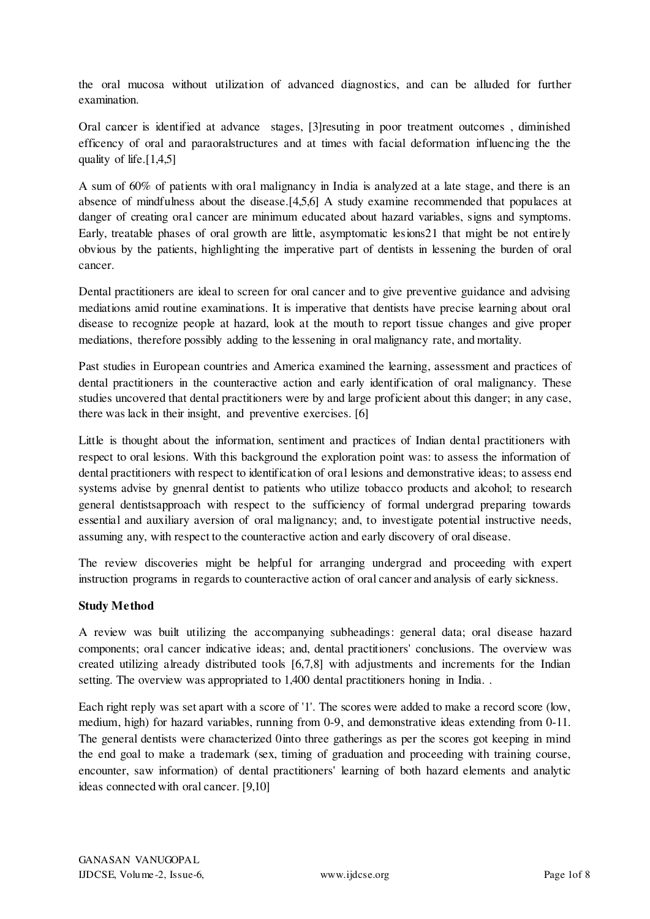the oral mucosa without utilization of advanced diagnostics, and can be alluded for further examination.

Oral cancer is identified at advance stages, [3]resuting in poor treatment outcomes , diminished efficency of oral and paraoralstructures and at times with facial deformation influencing the the quality of life.[1,4,5]

A sum of 60% of patients with oral malignancy in India is analyzed at a late stage, and there is an absence of mindfulness about the disease.[4,5,6] A study examine recommended that populaces at danger of creating oral cancer are minimum educated about hazard variables, signs and symptoms. Early, treatable phases of oral growth are little, asymptomatic lesions21 that might be not entirely obvious by the patients, highlighting the imperative part of dentists in lessening the burden of oral cancer.

Dental practitioners are ideal to screen for oral cancer and to give preventive guidance and advising mediations amid routine examinations. It is imperative that dentists have precise learning about oral disease to recognize people at hazard, look at the mouth to report tissue changes and give proper mediations, therefore possibly adding to the lessening in oral malignancy rate, and mortality.

Past studies in European countries and America examined the learning, assessment and practices of dental practitioners in the counteractive action and early identification of oral malignancy. These studies uncovered that dental practitioners were by and large proficient about this danger; in any case, there was lack in their insight, and preventive exercises. [6]

Little is thought about the information, sentiment and practices of Indian dental practitioners with respect to oral lesions. With this background the exploration point was: to assess the information of dental practitioners with respect to identification of oral lesions and demonstrative ideas; to assess end systems advise by gnenral dentist to patients who utilize tobacco products and alcohol; to research general dentistsapproach with respect to the sufficiency of formal undergrad preparing towards essential and auxiliary aversion of oral malignancy; and, to investigate potential instructive needs, assuming any, with respect to the counteractive action and early discovery of oral disease.

The review discoveries might be helpful for arranging undergrad and proceeding with expert instruction programs in regards to counteractive action of oral cancer and analysis of early sickness.

**Study Method**

A review was built utilizing the accompanying subheadings: general data; oral disease hazard components; oral cancer indicative ideas; and, dental practitioners' conclusions. The overview was created utilizing already distributed tools [6,7,8] with adjustments and increments for the Indian setting. The overview was appropriated to 1,400 dental practitioners honing in India. .

Each right reply was set apart with a score of '1'. The scores were added to make a record score (low, medium, high) for hazard variables, running from 0-9, and demonstrative ideas extending from 0-11. The general dentists were characterized 0into three gatherings as per the scores got keeping in mind the end goal to make a trademark (sex, timing of graduation and proceeding with training course, encounter, saw information) of dental practitioners' learning of both hazard elements and analytic ideas connected with oral cancer. [9,10]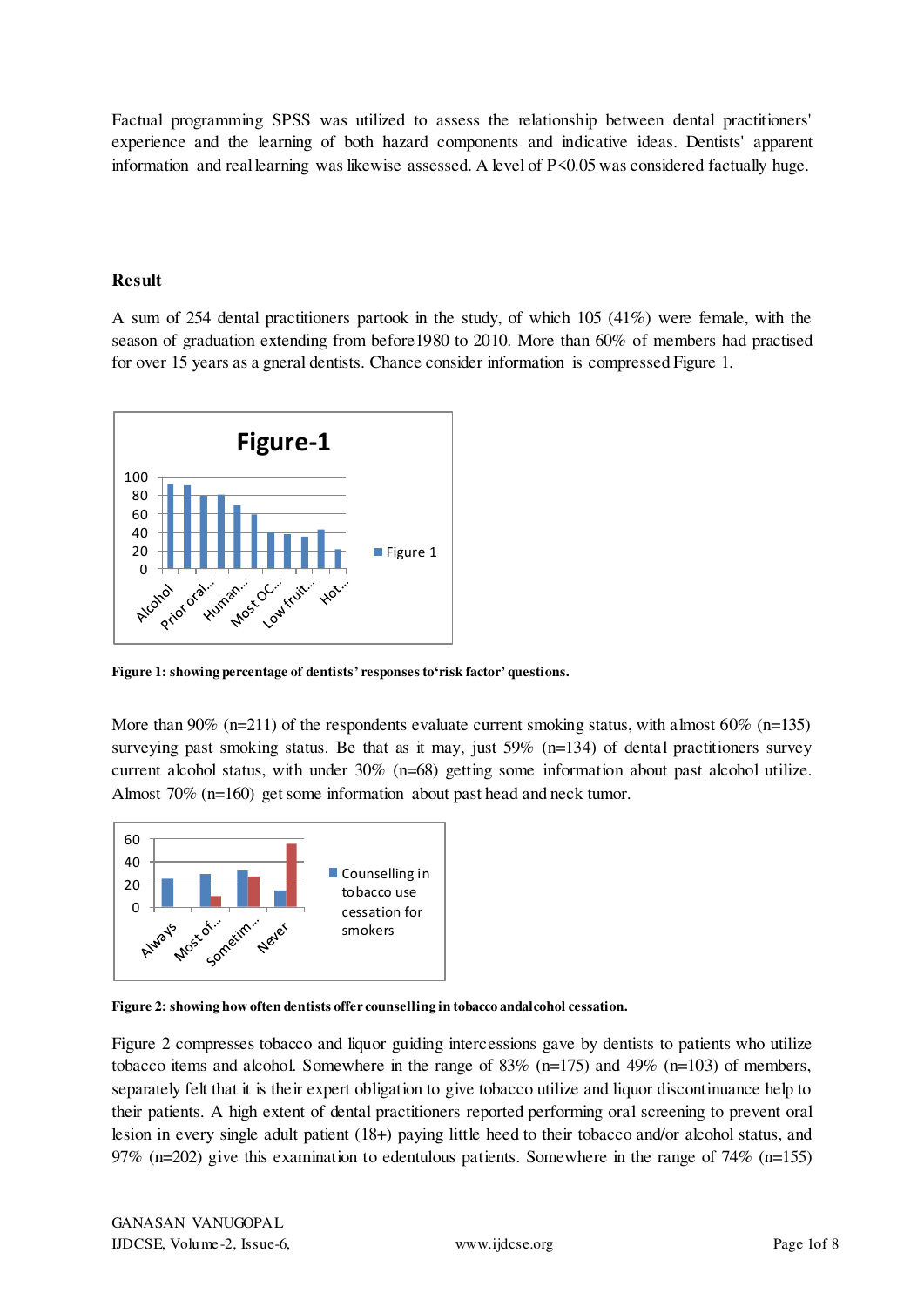Factual programming SPSS was utilized to assess the relationship between dental practitioners' experience and the learning of both hazard components and indicative ideas. Dentists' apparent information and real learning was likewise assessed. A level of $P<0.05$ was considered factually huge.

**Result**

A sum of 254 dental practitioners partook in the study, of which 105 (41%) were female, with the season of graduation extending from before1980 to 2010. More than 60% of members had practised for over 15 years as a gneral dentists. Chance consider information is compressed Figure 1.

**Figure 1: showing percentage of dentists' responses to 'risk factor' questions.**

More than 90% (n=211) of the respondents evaluate current smoking status, with almost 60% (n=135) surveying past smoking status. Be that as it may, just 59% (n=134) of dental practitioners survey current alcohol status, with under 30% (n=68) getting some information about past alcohol utilize. Almost 70% (n=160) get some information about past head and neck tumor.

**Figure 2: showing how often dentists offer counselling in tobacco andalcohol cessation.**

Figure 2 compresses tobacco and liquor guiding intercessions gave by dentists to patients who utilize tobacco items and alcohol. Somewhere in the range of 83% (n=175) and 49% (n=103) of members, separately felt that it is their expert obligation to give tobacco utilize and liquor discontinuance help to their patients. A high extent of dental practitioners reported performing oral screening to prevent oral lesion in every single adult patient (18+) paying little heed to their tobacco and/or alcohol status, and 97% (n=202) give this examination to edentulous patients. Somewhere in the range of 74% (n=155)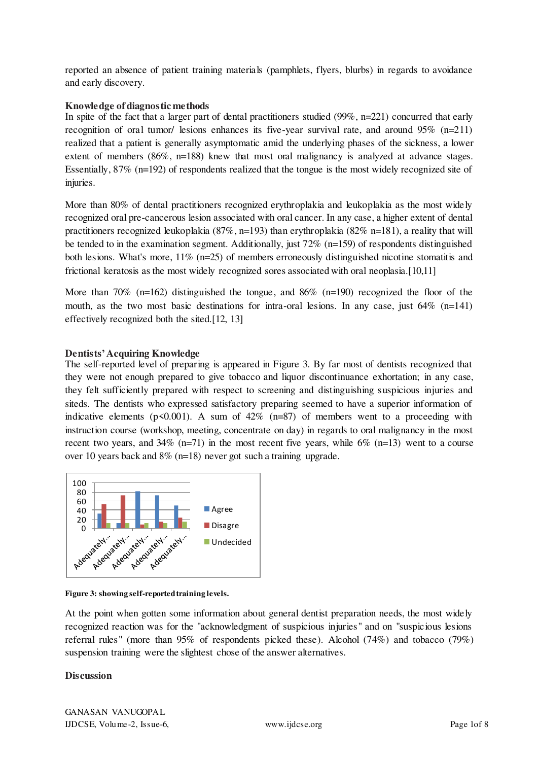reported an absence of patient training materials (pamphlets, flyers, blurbs) in regards to avoidance and early discovery.

**Knowledge of diagnostic methods**

In spite of the fact that a larger part of dental practitioners studied (99%, n=221) concurred that early recognition of oral tumor/ lesions enhances its five-year survival rate, and around 95% (n=211) realized that a patient is generally asymptomatic amid the underlying phases of the sickness, a lower extent of members (86%, n=188) knew that most oral malignancy is analyzed at advance stages. Essentially, 87% (n=192) of respondents realized that the tongue is the most widely recognized site of injuries.

More than 80% of dental practitioners recognized erythroplakia and leukoplakia as the most widely recognized oral pre-cancerous lesion associated with oral cancer. In any case, a higher extent of dental practitioners recognized leukoplakia (87%, n=193) than erythroplakia (82% n=181), a reality that will be tended to in the examination segment. Additionally, just 72% (n=159) of respondents distinguished both lesions. What's more, 11% (n=25) of members erroneously distinguished nicotine stomatitis and frictional keratosis as the most widely recognized sores associated with oral neoplasia.[10,11]

More than 70% (n=162) distinguished the tongue, and 86% (n=190) recognized the floor of the mouth, as the two most basic destinations for intra-oral lesions. In any case, just 64% (n=141) effectively recognized both the sited.[12, 13]

**Dentists' Acquiring Knowledge**

The self-reported level of preparing is appeared in Figure 3. By far most of dentists recognized that they were not enough prepared to give tobacco and liquor discontinuance exhortation; in any case, they felt sufficiently prepared with respect to screening and distinguishing suspicious injuries and siteds. The dentists who expressed satisfactory preparing seemed to have a superior information of indicative elements ($p<0.001$). A sum of 42% (n=87) of members went to a proceeding with instruction course (workshop, meeting, concentrate on day) in regards to oral malignancy in the most recent two years, and 34% (n=71) in the most recent five years, while 6% (n=13) went to a course over 10 years back and 8% (n=18) never got such a training upgrade.

**Figure 3: showing self-reported training levels.**

At the point when gotten some information about general dentist preparation needs, the most widely recognized reaction was for the "acknowledgment of suspicious injuries" and on "suspicious lesions referral rules" (more than 95% of respondents picked these). Alcohol (74%) and tobacco (79%) suspension training were the slightest chose of the answer alternatives.

**Discussion**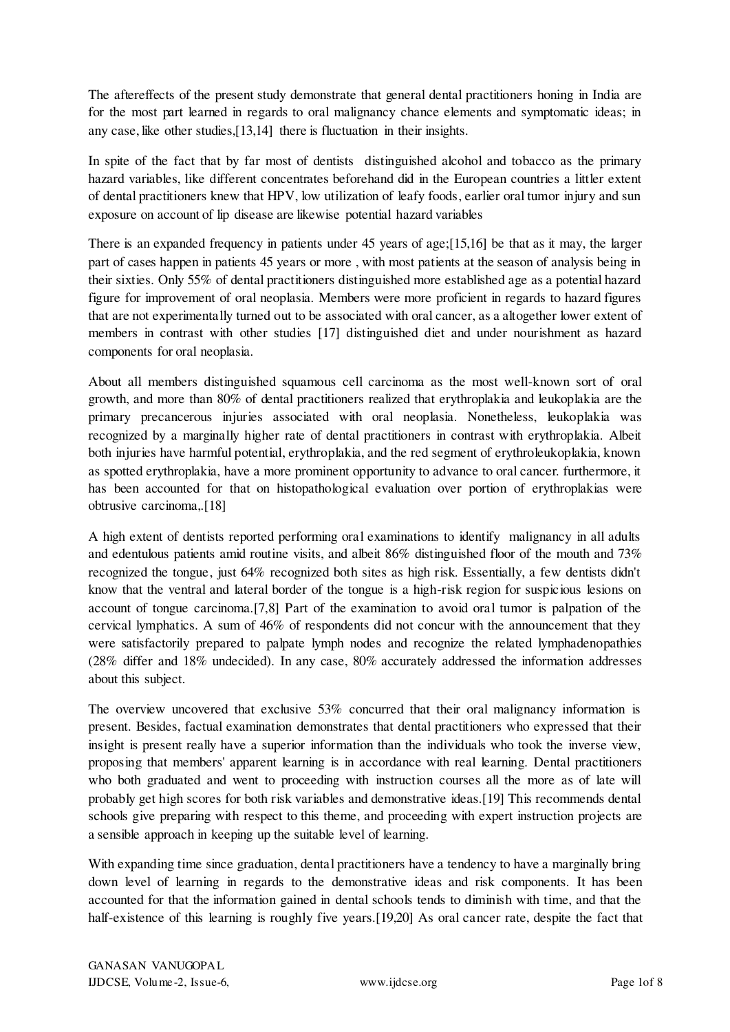The aftereffects of the present study demonstrate that general dental practitioners honing in India are for the most part learned in regards to oral malignancy chance elements and symptomatic ideas; in any case, like other studies,[13,14] there is fluctuation in their insights.

In spite of the fact that by far most of dentists distinguished alcohol and tobacco as the primary hazard variables, like different concentrates beforehand did in the European countries a littler extent of dental practitioners knew that HPV, low utilization of leafy foods, earlier oral tumor injury and sun exposure on account of lip disease are likewise potential hazard variables

There is an expanded frequency in patients under 45 years of age;[15,16] be that as it may, the larger part of cases happen in patients 45 years or more , with most patients at the season of analysis being in their sixties. Only 55% of dental practitioners distinguished more established age as a potential hazard figure for improvement of oral neoplasia. Members were more proficient in regards to hazard figures that are not experimentally turned out to be associated with oral cancer, as a altogether lower extent of members in contrast with other studies [17] distinguished diet and under nourishment as hazard components for oral neoplasia.

About all members distinguished squamous cell carcinoma as the most well-known sort of oral growth, and more than 80% of dental practitioners realized that erythroplakia and leukoplakia are the primary precancerous injuries associated with oral neoplasia. Nonetheless, leukoplakia was recognized by a marginally higher rate of dental practitioners in contrast with erythroplakia. Albeit both injuries have harmful potential, erythroplakia, and the red segment of erythroleukoplakia, known as spotted erythroplakia, have a more prominent opportunity to advance to oral cancer. furthermore, it has been accounted for that on histopathological evaluation over portion of erythroplakias were obtrusive carcinoma,.[18]

A high extent of dentists reported performing oral examinations to identify malignancy in all adults and edentulous patients amid routine visits, and albeit 86% distinguished floor of the mouth and 73% recognized the tongue, just 64% recognized both sites as high risk. Essentially, a few dentists didn't know that the ventral and lateral border of the tongue is a high-risk region for suspicious lesions on account of tongue carcinoma.[7,8] Part of the examination to avoid oral tumor is palpation of the cervical lymphatics. A sum of 46% of respondents did not concur with the announcement that they were satisfactorily prepared to palpate lymph nodes and recognize the related lymphadenopathies (28% differ and 18% undecided). In any case, 80% accurately addressed the information addresses about this subject.

The overview uncovered that exclusive 53% concurred that their oral malignancy information is present. Besides, factual examination demonstrates that dental practitioners who expressed that their insight is present really have a superior information than the individuals who took the inverse view, proposing that members' apparent learning is in accordance with real learning. Dental practitioners who both graduated and went to proceeding with instruction courses all the more as of late will probably get high scores for both risk variables and demonstrative ideas.[19] This recommends dental schools give preparing with respect to this theme, and proceeding with expert instruction projects are a sensible approach in keeping up the suitable level of learning.

With expanding time since graduation, dental practitioners have a tendency to have a marginally bring down level of learning in regards to the demonstrative ideas and risk components. It has been accounted for that the information gained in dental schools tends to diminish with time, and that the half-existence of this learning is roughly five years.[19,20] As oral cancer rate, despite the fact that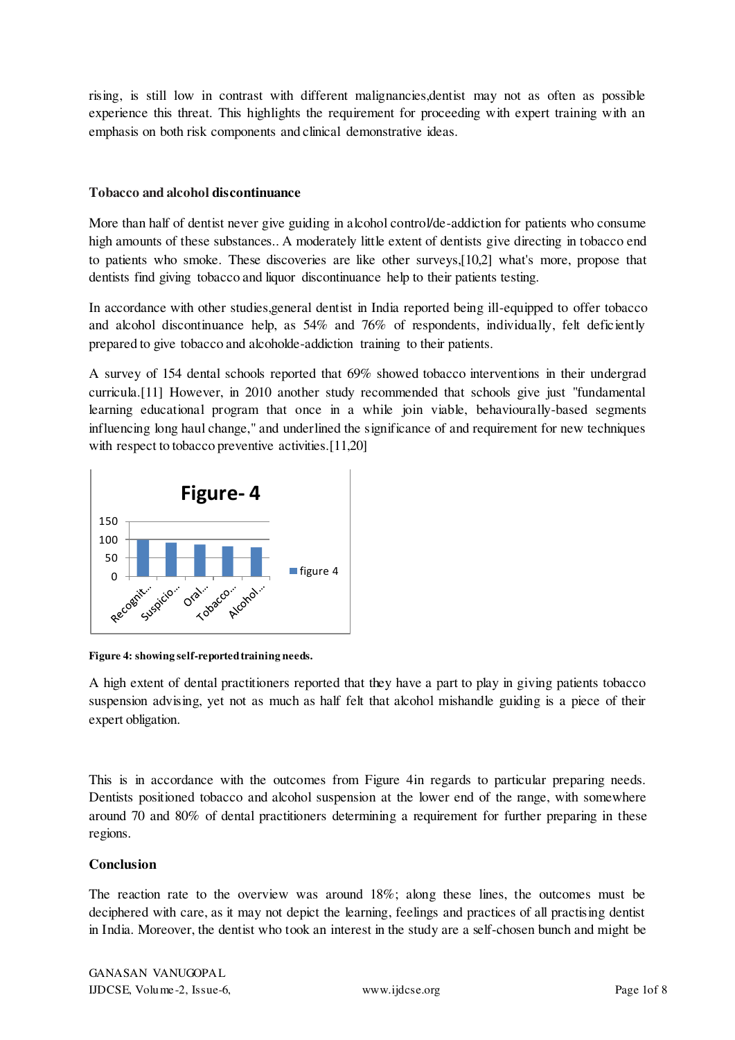rising, is still low in contrast with different malignancies,dentist may not as often as possible experience this threat. This highlights the requirement for proceeding with expert training with an emphasis on both risk components and clinical demonstrative ideas.

**Tobacco and alcohol discontinuance**

More than half of dentist never give guiding in alcohol control/de-addiction for patients who consume high amounts of these substances.. A moderately little extent of dentists give directing in tobacco end to patients who smoke. These discoveries are like other surveys,[10,2] what's more, propose that dentists find giving tobacco and liquor discontinuance help to their patients testing.

In accordance with other studies,general dentist in India reported being ill-equipped to offer tobacco and alcohol discontinuance help, as 54% and 76% of respondents, individually, felt deficiently prepared to give tobacco and alcoholde-addiction training to their patients.

A survey of 154 dental schools reported that 69% showed tobacco interventions in their undergrad curricula.[11] However, in 2010 another study recommended that schools give just "fundamental learning educational program that once in a while join viable, behaviourally-based segments influencing long haul change," and underlined the significance of and requirement for new techniques with respect to tobacco preventive activities.[11,20]

**Figure 4: showing self-reported training needs.**

A high extent of dental practitioners reported that they have a part to play in giving patients tobacco suspension advising, yet not as much as half felt that alcohol mishandle guiding is a piece of their expert obligation.

This is in accordance with the outcomes from Figure 4in regards to particular preparing needs. Dentists positioned tobacco and alcohol suspension at the lower end of the range, with somewhere around 70 and 80% of dental practitioners determining a requirement for further preparing in these regions.

**Conclusion**

The reaction rate to the overview was around 18%; along these lines, the outcomes must be deciphered with care, as it may not depict the learning, feelings and practices of all practising dentist in India. Moreover, the dentist who took an interest in the study are a self-chosen bunch and might be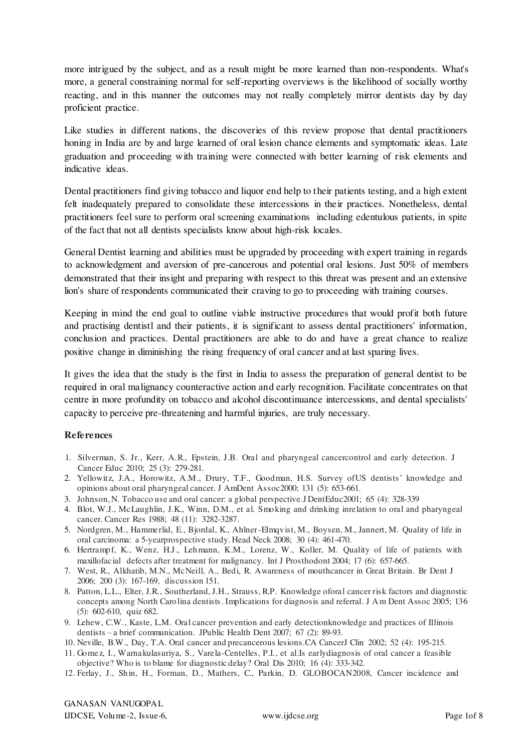more intrigued by the subject, and as a result might be more learned than non-respondents. What's more, a general constraining normal for self-reporting overviews is the likelihood of socially worthy reacting, and in this manner the outcomes may not really completely mirror dentists day by day proficient practice.

Like studies in different nations, the discoveries of this review propose that dental practitioners honing in India are by and large learned of oral lesion chance elements and symptomatic ideas. Late graduation and proceeding with training were connected with better learning of risk elements and indicative ideas.

Dental practitioners find giving tobacco and liquor end help to their patients testing, and a high extent felt inadequately prepared to consolidate these intercessions in their practices. Nonetheless, dental practitioners feel sure to perform oral screening examinations including edentulous patients, in spite of the fact that not all dentists specialists know about high-risk locales.

General Dentist learning and abilities must be upgraded by proceeding with expert training in regards to acknowledgment and aversion of pre-cancerous and potential oral lesions. Just 50% of members demonstrated that their insight and preparing with respect to this threat was present and an extensive lion's share of respondents communicated their craving to go to proceeding with training courses.

Keeping in mind the end goal to outline viable instructive procedures that would profit both future and practising dentist1 and their patients, it is significant to assess dental practitioners' information, conclusion and practices. Dental practitioners are able to do and have a great chance to realize positive change in diminishing the rising frequency of oral cancer and at last sparing lives.

It gives the idea that the study is the first in India to assess the preparation of general dentist to be required in oral malignancy counteractive action and early recognition. Facilitate concentrates on that centre in more profundity on tobacco and alcohol discontinuance intercessions, and dental specialists' capacity to perceive pre-threatening and harmful injuries, are truly necessary.

## References

1. Silverman, S. Jr., Kerr, A.R., Epstein, J.B. Oral and pharyngeal cancercontrol and early detection. J Cancer Educ 2010; 25 (3): 279-281.
2. Yellowitz, J.A., Horowitz, A.M., Drury, T.F., Goodman, H.S. Survey ofUS dentists' knowledge and opinions about oral pharyngeal cancer. J AmDent Assoc2000; 131 (5): 653-661.
3. Johnson, N. Tobacco use and oral cancer: a global perspective.J DentEduc2001; 65 (4): 328-339
4. Blot, W.J., McLaughlin, J.K., Winn, D.M., et al. Smoking and drinking inrelation to oral and pharyngeal cancer. Cancer Res 1988; 48 (11): 3282-3287.
5. Nordgren, M., Hammerlid, E., Bjordal, K., Ahlner-Elmqvist, M., Boysen, M., Jannert, M. Quality of life in oral carcinoma: a 5-yearprospective study. Head Neck 2008; 30 (4): 461-470.
6. Hertrampf, K., Wenz, H.J., Lehmann, K.M., Lorenz, W., Koller, M. Quality of life of patients with maxillofacial defects after treatment for malignancy. Int J Prosthodont 2004; 17 (6): 657-665.
7. West, R., Alkhatib, M.N., McNeill, A., Bedi, R. Awareness of mouthcancer in Great Britain. Br Dent J 2006; 200 (3): 167-169, discussion 151.
8. Patton, L.L., Elter, J.R., Southerland, J.H., Strauss, R.P. Knowledge oforal cancer risk factors and diagnostic concepts among North Carolina dentists. Implications for diagnosis and referral. J Am Dent Assoc 2005; 136 (5): 602-610, quiz 682.
9. Lehew, C.W., Kaste, L.M. Oral cancer prevention and early detectionknowledge and practices of Illinois dentists – a brief communication. JPublic Health Dent 2007; 67 (2): 89-93.
10. Neville, B.W., Day, T.A. Oral cancer and precancerous lesions.CA CancerJ Clin 2002; 52 (4): 195-215.
11. Gomez, I., Warnakulasuriya, S., Varela-Centelles, P.I., et al.Is earlydiagnosis of oral cancer a feasible objective? Who is to blame for diagnostic delay? Oral Dis 2010; 16 (4): 333-342.
12. Ferlay, J., Shin, H., Forman, D., Mathers, C., Parkin, D. GLOBOCAN2008, Cancer incidence and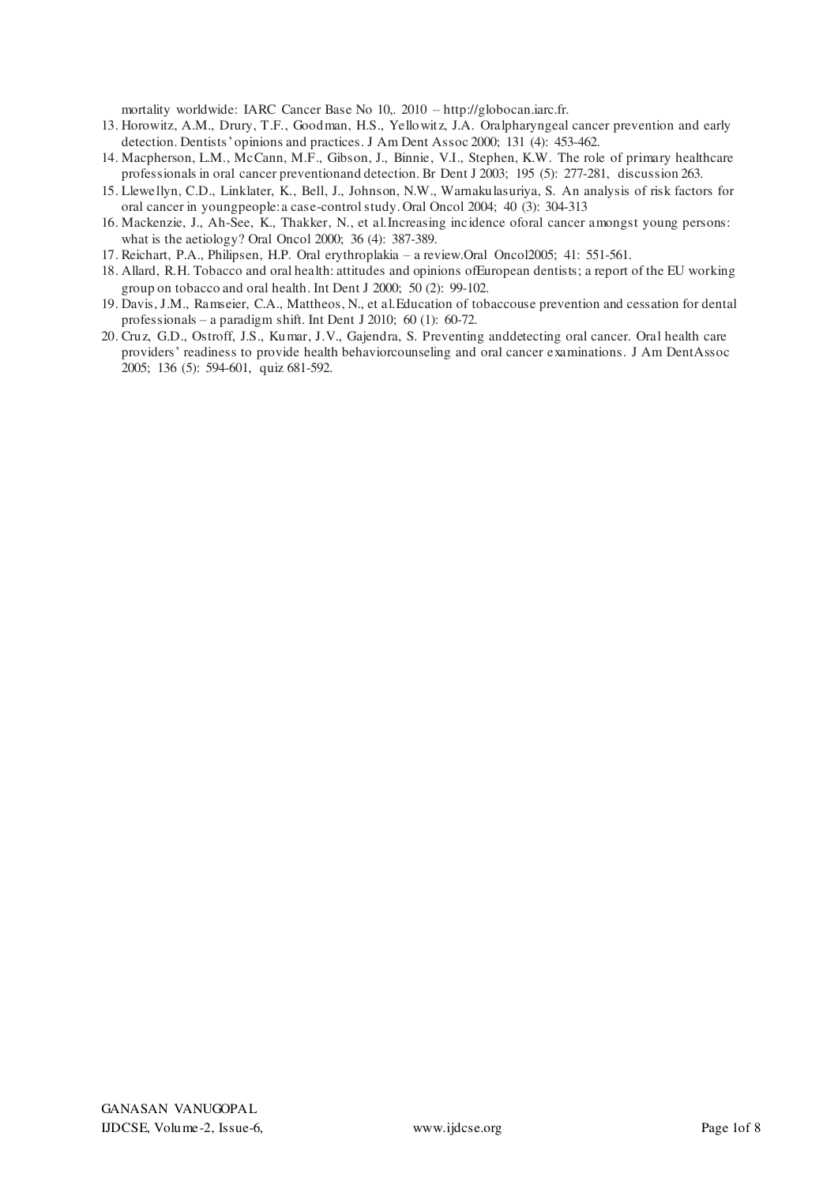mortality worldwide: IARC Cancer Base No 10,. 2010 – http://globocan.iarc.fr.

13. Horowitz, A.M., Drury, T.F., Goodman, H.S., Yellowitz, J.A. Oralpharyngeal cancer prevention and early detection. Dentists' opinions and practices. J Am Dent Assoc 2000; 131 (4): 453-462.
14. Macpherson, L.M., McCann, M.F., Gibson, J., Binnie, V.I., Stephen, K.W. The role of primary healthcare professionals in oral cancer preventionand detection. Br Dent J 2003; 195 (5): 277-281, discussion 263.
15. Llewellyn, C.D., Linklater, K., Bell, J., Johnson, N.W., Warnakulasuriya, S. An analysis of risk factors for oral cancer in youngpeople: a case-control study. Oral Oncol 2004; 40 (3): 304-313
16. Mackenzie, J., Ah-See, K., Thakker, N., et al. Increasing incidence oforal cancer amongst young persons: what is the aetiology? Oral Oncol 2000; 36 (4): 387-389.
17. Reichart, P.A., Philipsen, H.P. Oral erythroplakia – a review.Oral Oncol2005; 41: 551-561.
18. Allard, R.H. Tobacco and oral health: attitudes and opinions ofEuropean dentists; a report of the EU working group on tobacco and oral health. Int Dent J 2000; 50 (2): 99-102.
19. Davis, J.M., Ramseier, C.A., Mattheos, N., et al. Education of tobaccouse prevention and cessation for dental professionals – a paradigm shift. Int Dent J 2010; 60 (1): 60-72.
20. Cruz, G.D., Ostroff, J.S., Kumar, J.V., Gajendra, S. Preventing anddetecting oral cancer. Oral health care providers' readiness to provide health behaviorcounseling and oral cancer examinations. J Am DentAssoc 2005; 136 (5): 594-601, quiz 681-592.